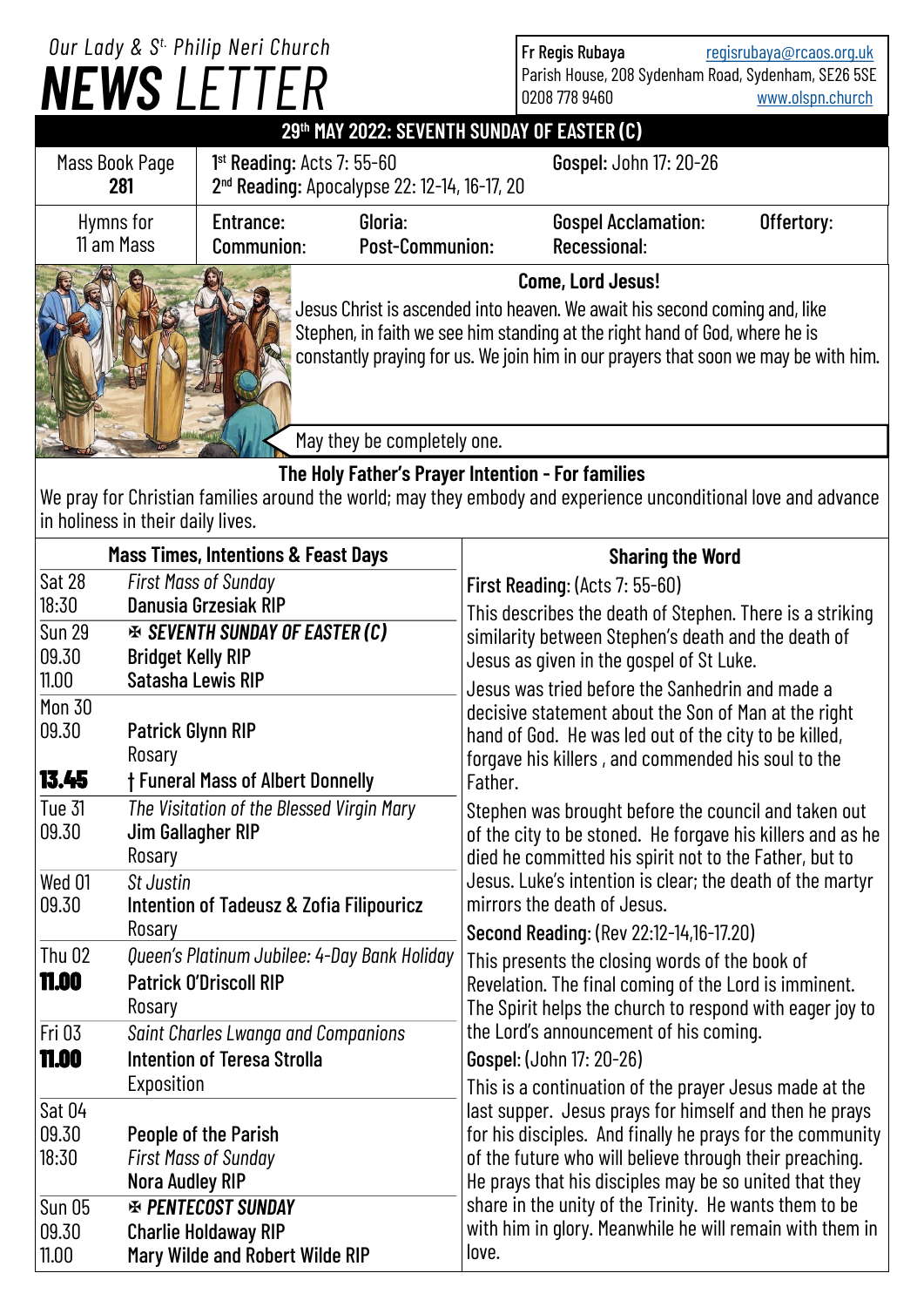*Our Lady & St. Philip Neri Church*

# NEWS LETTER

Fr Regis Rubaya regisrubaya@rcaos.org.uk
Parish House, 208 Sydenham Road, Sydenham, SE26 5SE
0208 778 9460 www.olspn.church

## 29th MAY 2022: SEVENTH SUNDAY OF EASTER (C)

| Mass Book Page 281 | **1st Reading:** Acts 7: 55-60<br>**2nd Reading:** Apocalypse 22: 12-14, 16-17, 20 | | **Gospel:** John 17: 20-26 | |
|---|---|---|---|---|
| Hymns for 11 am Mass | **Entrance:**<br>**Communion:** | **Gloria:**<br>**Post-Communion:** | **Gospel Acclamation:**<br>**Recessional:** | **Offertory:** |

**Come, Lord Jesus!**

Jesus Christ is ascended into heaven. We await his second coming and, like Stephen, in faith we see him standing at the right hand of God, where he is constantly praying for us. We join him in our prayers that soon we may be with him.

May they be completely one.

**The Holy Father's Prayer Intention - For families**

We pray for Christian families around the world; may they embody and experience unconditional love and advance in holiness in their daily lives.

### Mass Times, Intentions & Feast Days

| | |
|---|---|
| Sat 28 | *First Mass of Sunday* |
| 18:30 | **Danusia Grzesiak RIP** |
| Sun 29 | ✠ ***SEVENTH SUNDAY OF EASTER (C)*** |
| 09.30 | **Bridget Kelly RIP** |
| 11.00 | **Satasha Lewis RIP** |
| Mon 30 | |
| 09.30 | **Patrick Glynn RIP** |
| | Rosary |
| **13.45** | **† Funeral Mass of Albert Donnelly** |
| Tue 31 | *The Visitation of the Blessed Virgin Mary* |
| 09.30 | **Jim Gallagher RIP** |
| | Rosary |
| Wed 01 | *St Justin* |
| 09.30 | **Intention of Tadeusz & Zofia Filipouricz** |
| | Rosary |
| Thu 02 | *Queen's Platinum Jubilee: 4-Day Bank Holiday* |
| **11.00** | **Patrick O'Driscoll RIP** |
| | Rosary |
| Fri 03 | *Saint Charles Lwanga and Companions* |
| **11.00** | **Intention of Teresa Strolla** |
| | Exposition |
| Sat 04 | |
| 09.30 | **People of the Parish** |
| 18:30 | *First Mass of Sunday* |
| | **Nora Audley RIP** |
| Sun 05 | ✠ ***PENTECOST SUNDAY*** |
| 09.30 | **Charlie Holdaway RIP** |
| 11.00 | **Mary Wilde and Robert Wilde RIP** |

### Sharing the Word

**First Reading:** (Acts 7: 55-60)

This describes the death of Stephen. There is a striking similarity between Stephen's death and the death of Jesus as given in the gospel of St Luke.

Jesus was tried before the Sanhedrin and made a decisive statement about the Son of Man at the right hand of God. He was led out of the city to be killed, forgave his killers , and commended his soul to the Father.

Stephen was brought before the council and taken out of the city to be stoned. He forgave his killers and as he died he committed his spirit not to the Father, but to Jesus. Luke's intention is clear; the death of the martyr mirrors the death of Jesus.

**Second Reading:** (Rev 22:12-14,16-17.20)

This presents the closing words of the book of Revelation. The final coming of the Lord is imminent. The Spirit helps the church to respond with eager joy to the Lord's announcement of his coming.

**Gospel:** (John 17: 20-26)

This is a continuation of the prayer Jesus made at the last supper. Jesus prays for himself and then he prays for his disciples. And finally he prays for the community of the future who will believe through their preaching. He prays that his disciples may be so united that they share in the unity of the Trinity. He wants them to be with him in glory. Meanwhile he will remain with them in love.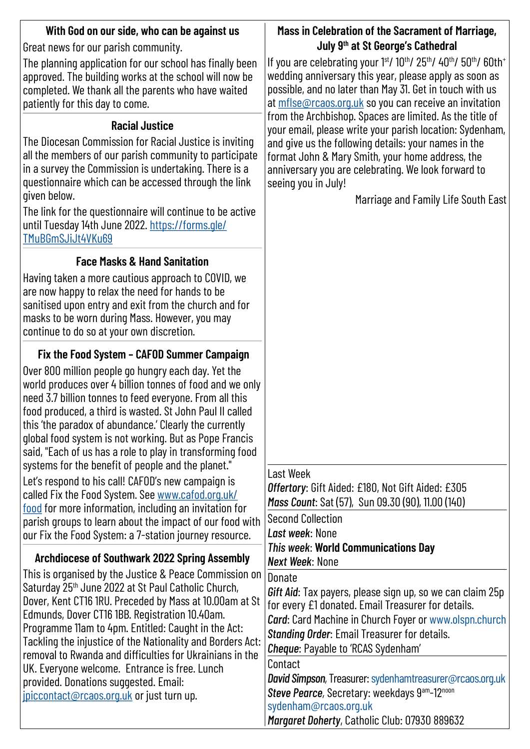### With God on our side, who can be against us

Great news for our parish community.

The planning application for our school has finally been approved. The building works at the school will now be completed. We thank all the parents who have waited patiently for this day to come.

### Racial Justice

The Diocesan Commission for Racial Justice is inviting all the members of our parish community to participate in a survey the Commission is undertaking. There is a questionnaire which can be accessed through the link given below.

The link for the questionnaire will continue to be active until Tuesday 14th June 2022. https://forms.gle/TMuBGmSJiJt4VKu69

### Face Masks & Hand Sanitation

Having taken a more cautious approach to COVID, we are now happy to relax the need for hands to be sanitised upon entry and exit from the church and for masks to be worn during Mass. However, you may continue to do so at your own discretion.

### Fix the Food System – CAFOD Summer Campaign

Over 800 million people go hungry each day. Yet the world produces over 4 billion tonnes of food and we only need 3.7 billion tonnes to feed everyone. From all this food produced, a third is wasted. St John Paul II called this 'the paradox of abundance.' Clearly the currently global food system is not working. But as Pope Francis said, "Each of us has a role to play in transforming food systems for the benefit of people and the planet."

Let's respond to his call! CAFOD's new campaign is called Fix the Food System. See www.cafod.org.uk/food for more information, including an invitation for parish groups to learn about the impact of our food with our Fix the Food System: a 7-station journey resource.

### Archdiocese of Southwark 2022 Spring Assembly

This is organised by the Justice & Peace Commission on Saturday 25th June 2022 at St Paul Catholic Church, Dover, Kent CT16 1RU. Preceded by Mass at 10.00am at St Edmunds, Dover CT16 1BB. Registration 10.40am. Programme 11am to 4pm. Entitled: Caught in the Act: Tackling the injustice of the Nationality and Borders Act: removal to Rwanda and difficulties for Ukrainians in the UK. Everyone welcome. Entrance is free. Lunch provided. Donations suggested. Email: jpiccontact@rcaos.org.uk or just turn up.

### Mass in Celebration of the Sacrament of Marriage, July 9th at St George's Cathedral

If you are celebrating your 1st/ 10th/ 25th/ 40th/ 50th/ 60th+ wedding anniversary this year, please apply as soon as possible, and no later than May 31. Get in touch with us at mflse@rcaos.org.uk so you can receive an invitation from the Archbishop. Spaces are limited. As the title of your email, please write your parish location: Sydenham, and give us the following details: your names in the format John & Mary Smith, your home address, the anniversary you are celebrating. We look forward to seeing you in July!

Marriage and Family Life South East

---

Last Week

***Offertory***: Gift Aided: £180, Not Gift Aided: £305

***Mass Count***: Sat (57), Sun 09.30 (90), 11.00 (140)

Second Collection

***Last week***: None

***This week***: **World Communications Day**

***Next Week***: None

Donate

***Gift Aid***: Tax payers, please sign up, so we can claim 25p for every £1 donated. Email Treasurer for details.

***Card***: Card Machine in Church Foyer or www.olspn.church

***Standing Order***: Email Treasurer for details.

***Cheque***: Payable to 'RCAS Sydenham'

Contact

***David Simpson***, Treasurer: sydenhamtreasurer@rcaos.org.uk

***Steve Pearce***, Secretary: weekdays 9am-12noon sydenham@rcaos.org.uk

***Margaret Doherty***, Catholic Club: 07930 889632